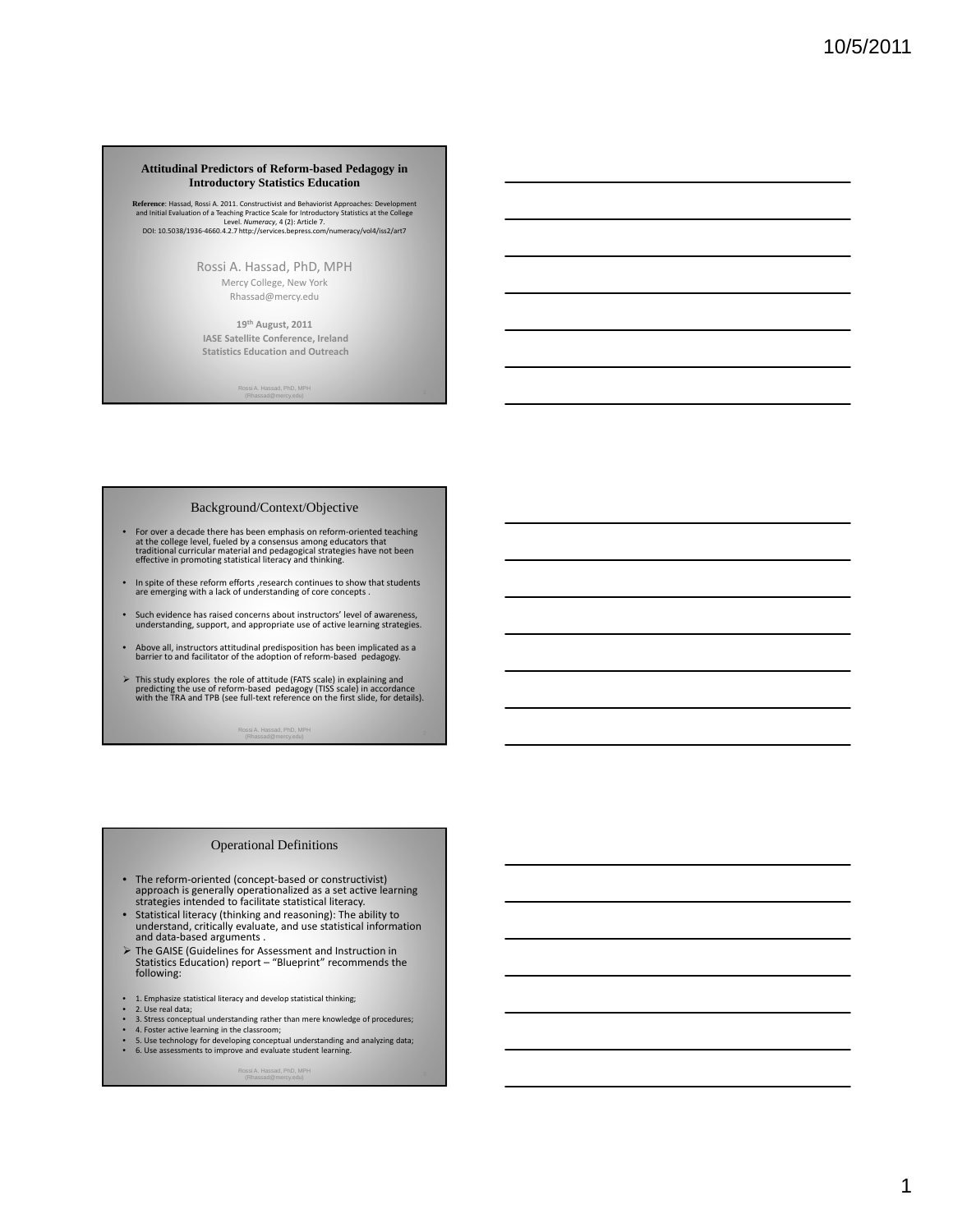## Attitudinal Predictors of Reform-based Pedagogy in Introductory Statistics Education

**Reference**: Hassad, Rossi A. 2011. Constructivist and Behaviorist Approaches: Development and Initial Evaluation of a Teaching Practice Scale for Introductory Statistics at the College Level. *Numeracy*, 4 (2): Article 7. DOI: 10.5038/1936-4660.4.2.7 http://services.bepress.com/numeracy/vol4/iss2/art7

Rossi A. Hassad, PhD, MPH
Mercy College, New York
Rhassad@mercy.edu

**19th August, 2011**
**IASE Satellite Conference, Ireland**
**Statistics Education and Outreach**

## Background/Context/Objective

- For over a decade there has been emphasis on reform-oriented teaching at the college level, fueled by a consensus among educators that traditional curricular material and pedagogical strategies have not been effective in promoting statistical literacy and thinking.
- In spite of these reform efforts ,research continues to show that students are emerging with a lack of understanding of core concepts .
- Such evidence has raised concerns about instructors' level of awareness, understanding, support, and appropriate use of active learning strategies.
- Above all, instructors attitudinal predisposition has been implicated as a barrier to and facilitator of the adoption of reform-based pedagogy.
- ➢ This study explores the role of attitude (FATS scale) in explaining and predicting the use of reform-based pedagogy (TISS scale) in accordance with the TRA and TPB (see full-text reference on the first slide, for details).

## Operational Definitions

- The reform-oriented (concept-based or constructivist) approach is generally operationalized as a set active learning strategies intended to facilitate statistical literacy.
- Statistical literacy (thinking and reasoning): The ability to understand, critically evaluate, and use statistical information and data-based arguments .
- ➢ The GAISE (Guidelines for Assessment and Instruction in Statistics Education) report – "Blueprint" recommends the following:

- 1. Emphasize statistical literacy and develop statistical thinking;
- 2. Use real data;
- 3. Stress conceptual understanding rather than mere knowledge of procedures;
- 4. Foster active learning in the classroom;
- 5. Use technology for developing conceptual understanding and analyzing data;
- 6. Use assessments to improve and evaluate student learning.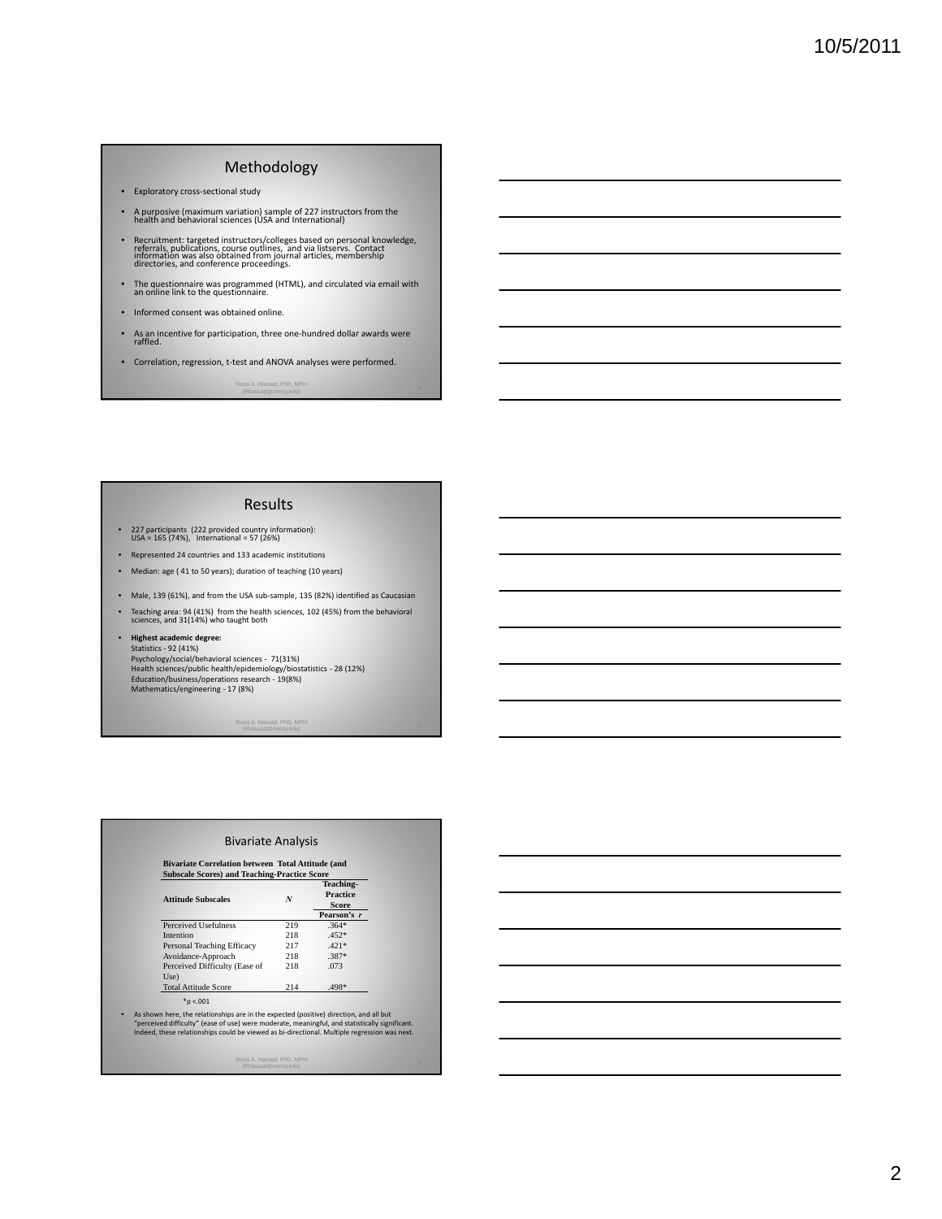## Methodology

- Exploratory cross-sectional study
- A purposive (maximum variation) sample of 227 instructors from the health and behavioral sciences (USA and International)
- Recruitment: targeted instructors/colleges based on personal knowledge, referrals, publications, course outlines, and via listservs. Contact information was also obtained from journal articles, membership directories, and conference proceedings.
- The questionnaire was programmed (HTML), and circulated via email with an online link to the questionnaire.
- Informed consent was obtained online.
- As an incentive for participation, three one-hundred dollar awards were raffled.
- Correlation, regression, t-test and ANOVA analyses were performed.

Rossi A. Hassad, PhD, MPH (Rhassad@mercy.edu)

## Results

- 227 participants (222 provided country information): USA = 165 (74%), International = 57 (26%)
- Represented 24 countries and 133 academic institutions
- Median: age ( 41 to 50 years); duration of teaching (10 years)
- Male, 139 (61%), and from the USA sub-sample, 135 (82%) identified as Caucasian
- Teaching area: 94 (41%) from the health sciences, 102 (45%) from the behavioral sciences, and 31(14%) who taught both
- **Highest academic degree:**
  Statistics - 92 (41%)
  Psychology/social/behavioral sciences - 71(31%)
  Health sciences/public health/epidemiology/biostatistics - 28 (12%)
  Education/business/operations research - 19(8%)
  Mathematics/engineering - 17 (8%)

Rossi A. Hassad, PhD, MPH (Rhassad@mercy.edu)

## Bivariate Analysis

**Bivariate Correlation between Total Attitude (and Subscale Scores) and Teaching-Practice Score**

| Attitude Subscales | *N* | Teaching-Practice Score Pearson's *r* |
|---|---|---|
| Perceived Usefulness | 219 | .364* |
| Intention | 218 | .452* |
| Personal Teaching Efficacy | 217 | .421* |
| Avoidance-Approach | 218 | .387* |
| Perceived Difficulty (Ease of Use) | 218 | .073 |
| Total Attitude Score | 214 | .498* |

*p <.001

- As shown here, the relationships are in the expected (positive) direction, and all but "perceived difficulty" (ease of use) were moderate, meaningful, and statistically significant. Indeed, these relationships could be viewed as bi-directional. Multiple regression was next.

Rossi A. Hassad, PhD, MPH (Rhassad@mercy.edu)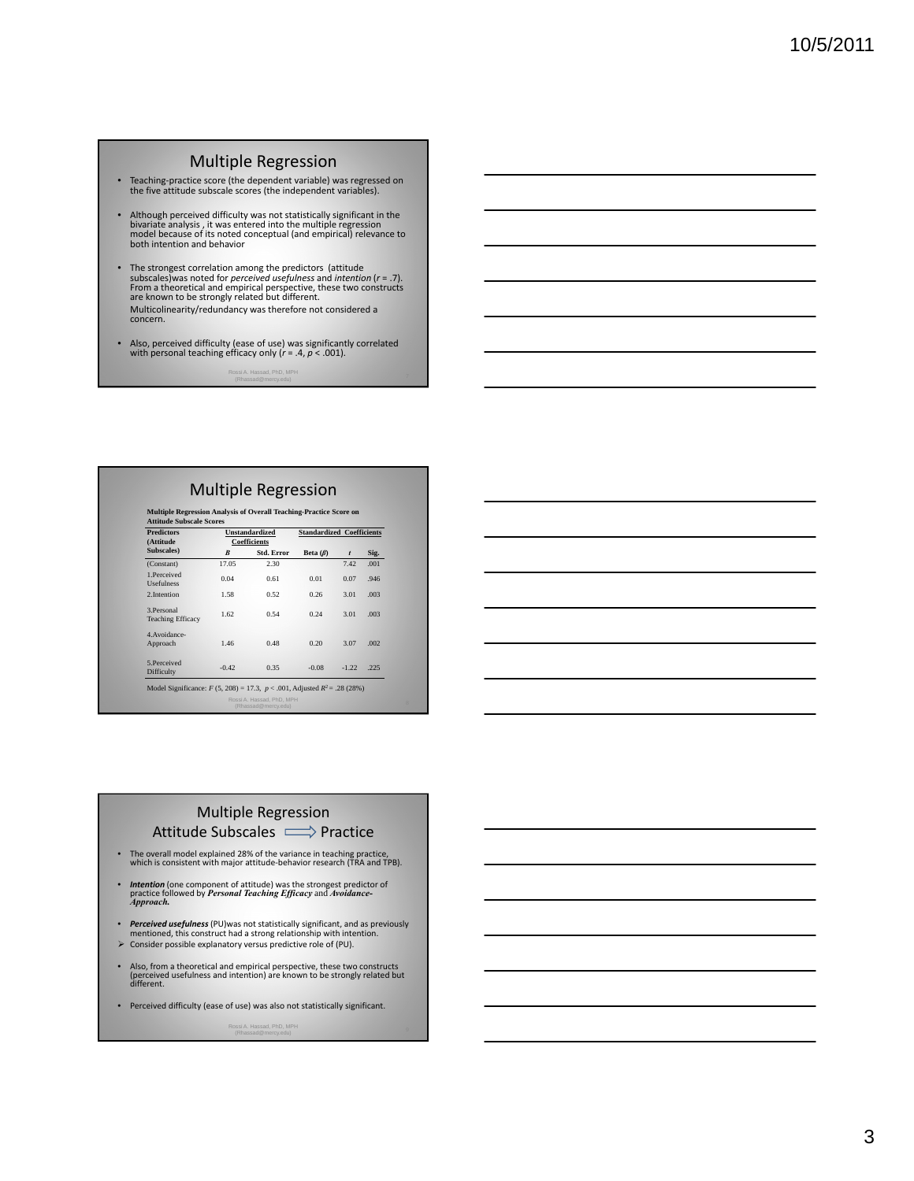## Multiple Regression

- Teaching-practice score (the dependent variable) was regressed on the five attitude subscale scores (the independent variables).
- Although perceived difficulty was not statistically significant in the bivariate analysis , it was entered into the multiple regression model because of its noted conceptual (and empirical) relevance to both intention and behavior
- The strongest correlation among the predictors (attitude subscales)was noted for *perceived usefulness* and *intention* ($r$ = .7). From a theoretical and empirical perspective, these two constructs are known to be strongly related but different. Multicolinearity/redundancy was therefore not considered a concern.
- Also, perceived difficulty (ease of use) was significantly correlated with personal teaching efficacy only ($r$ = .4, $p$ < .001).

Rossi A. Hassad, PhD, MPH (Rhassad@mercy.edu)

## Multiple Regression

**Multiple Regression Analysis of Overall Teaching-Practice Score on Attitude Subscale Scores**

| Predictors (Attitude Subscales) | Unstandardized Coefficients | | Standardized Coefficients | | |
|---|---|---|---|---|---|
| | $B$ | Std. Error | Beta ($\beta$) | $t$ | Sig. |
| (Constant) | 17.05 | 2.30 | | 7.42 | .001 |
| 1.Perceived Usefulness | 0.04 | 0.61 | 0.01 | 0.07 | .946 |
| 2.Intention | 1.58 | 0.52 | 0.26 | 3.01 | .003 |
| 3.Personal Teaching Efficacy | 1.62 | 0.54 | 0.24 | 3.01 | .003 |
| 4.Avoidance-Approach | 1.46 | 0.48 | 0.20 | 3.07 | .002 |
| 5.Perceived Difficulty | -0.42 | 0.35 | -0.08 | -1.22 | .225 |

Model Significance: $F$ (5, 208) = 17.3, $p$ < .001, Adjusted $R^2$ = .28 (28%)

Rossi A. Hassad, PhD, MPH (Rhassad@mercy.edu)

## Multiple Regression Attitude Subscales ⟹ Practice

- The overall model explained 28% of the variance in teaching practice, which is consistent with major attitude-behavior research (TRA and TPB).
- ***Intention*** (one component of attitude) was the strongest predictor of practice followed by ***Personal Teaching Efficacy*** and ***Avoidance-Approach.***
- ***Perceived usefulness*** (PU)was not statistically significant, and as previously mentioned, this construct had a strong relationship with intention.
  - Consider possible explanatory versus predictive role of (PU).
- Also, from a theoretical and empirical perspective, these two constructs (perceived usefulness and intention) are known to be strongly related but different.
- Perceived difficulty (ease of use) was also not statistically significant.

Rossi A. Hassad, PhD, MPH (Rhassad@mercy.edu)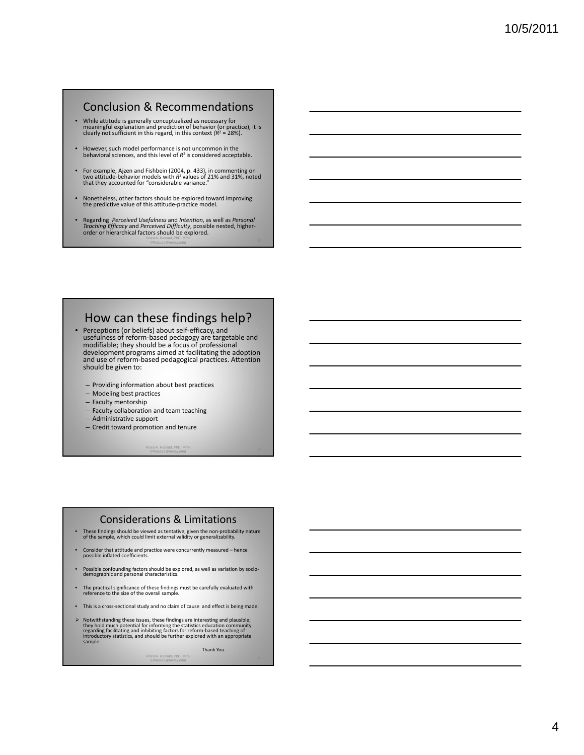## Conclusion & Recommendations

- While attitude is generally conceptualized as necessary for meaningful explanation and prediction of behavior (or practice), it is clearly not sufficient in this regard, in this context ($R^2$ = 28%).
- However, such model performance is not uncommon in the behavioral sciences, and this level of $R^2$ is considered acceptable.
- For example, Ajzen and Fishbein (2004, p. 433), in commenting on two attitude-behavior models with $R^2$ values of 21% and 31%, noted that they accounted for "considerable variance."
- Nonetheless, other factors should be explored toward improving the predictive value of this attitude-practice model.
- Regarding *Perceived Usefulness* and *Intention*, as well as *Personal Teaching Efficacy* and *Perceived Difficulty*, possible nested, higher-order or hierarchical factors should be explored.

Rossi A. Hassad, PhD, MPH (Rhassad@mercy.edu)

## How can these findings help?

- Perceptions (or beliefs) about self-efficacy, and usefulness of reform-based pedagogy are targetable and modifiable; they should be a focus of professional development programs aimed at facilitating the adoption and use of reform-based pedagogical practices. Attention should be given to:
  - Providing information about best practices
  - Modeling best practices
  - Faculty mentorship
  - Faculty collaboration and team teaching
  - Administrative support
  - Credit toward promotion and tenure

Rossi A. Hassad, PhD, MPH (Rhassad@mercy.edu)

## Considerations & Limitations

- These findings should be viewed as tentative, given the non-probability nature of the sample, which could limit external validity or generalizability.
- Consider that attitude and practice were concurrently measured – hence possible inflated coefficients.
- Possible confounding factors should be explored, as well as variation by socio-demographic and personal characteristics.
- The practical significance of these findings must be carefully evaluated with reference to the size of the overall sample.
- This is a cross-sectional study and no claim of cause and effect is being made.

➢ Notwithstanding these issues, these findings are interesting and plausible; they hold much potential for informing the statistics education community regarding facilitating and inhibiting factors for reform-based teaching of introductory statistics, and should be further explored with an appropriate sample.

Thank You.

Rossi A. Hassad, PhD, MPH (Rhassad@mercy.edu)